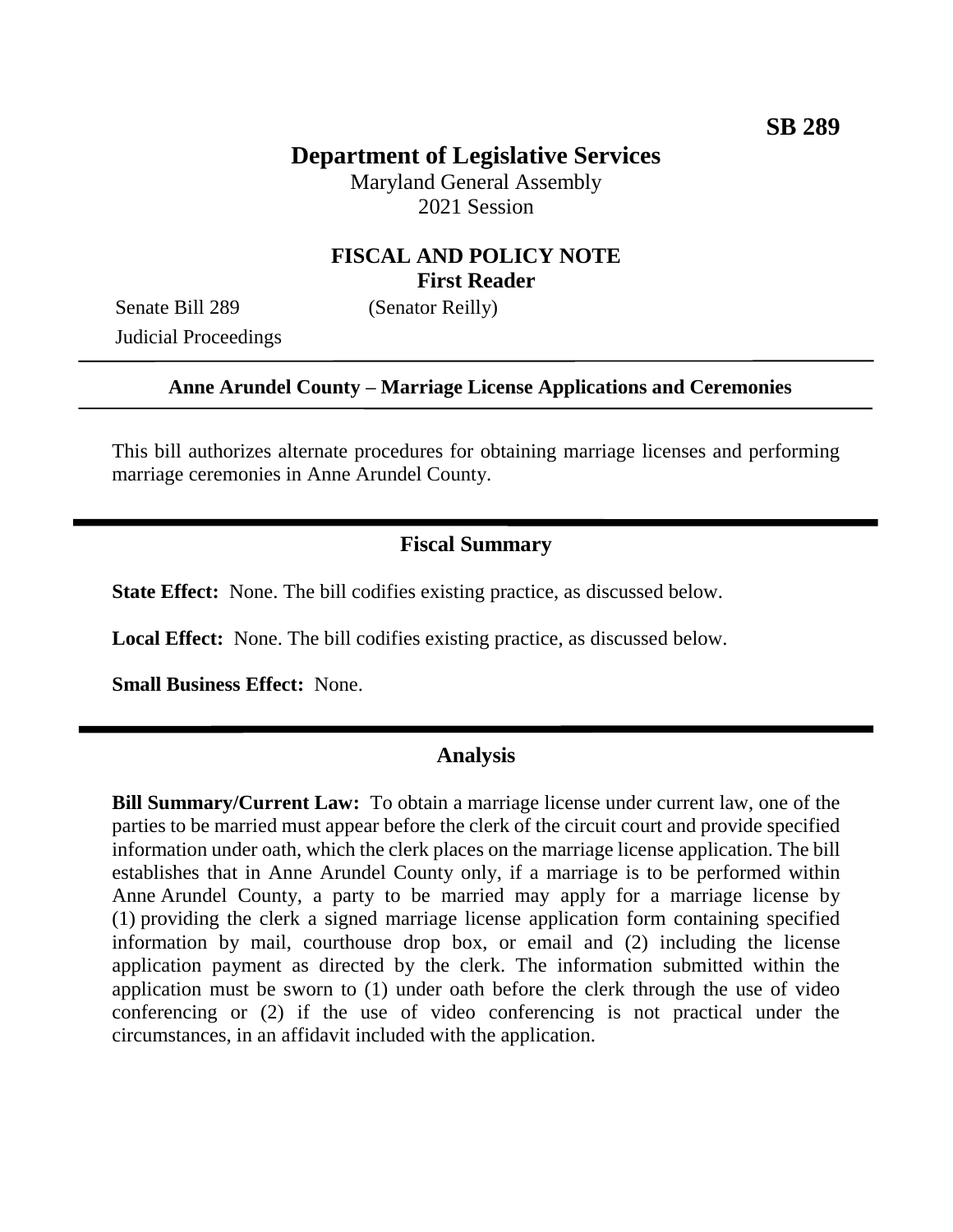**SB 289**

# Department of Legislative Services

Maryland General Assembly
2021 Session

## FISCAL AND POLICY NOTE
**First Reader**

Senate Bill 289 (Senator Reilly)
Judicial Proceedings

---

**Anne Arundel County – Marriage License Applications and Ceremonies**

---

This bill authorizes alternate procedures for obtaining marriage licenses and performing marriage ceremonies in Anne Arundel County.

---

## Fiscal Summary

**State Effect:** None. The bill codifies existing practice, as discussed below.

**Local Effect:** None. The bill codifies existing practice, as discussed below.

**Small Business Effect:** None.

---

## Analysis

**Bill Summary/Current Law:** To obtain a marriage license under current law, one of the parties to be married must appear before the clerk of the circuit court and provide specified information under oath, which the clerk places on the marriage license application. The bill establishes that in Anne Arundel County only, if a marriage is to be performed within Anne Arundel County, a party to be married may apply for a marriage license by (1) providing the clerk a signed marriage license application form containing specified information by mail, courthouse drop box, or email and (2) including the license application payment as directed by the clerk. The information submitted within the application must be sworn to (1) under oath before the clerk through the use of video conferencing or (2) if the use of video conferencing is not practical under the circumstances, in an affidavit included with the application.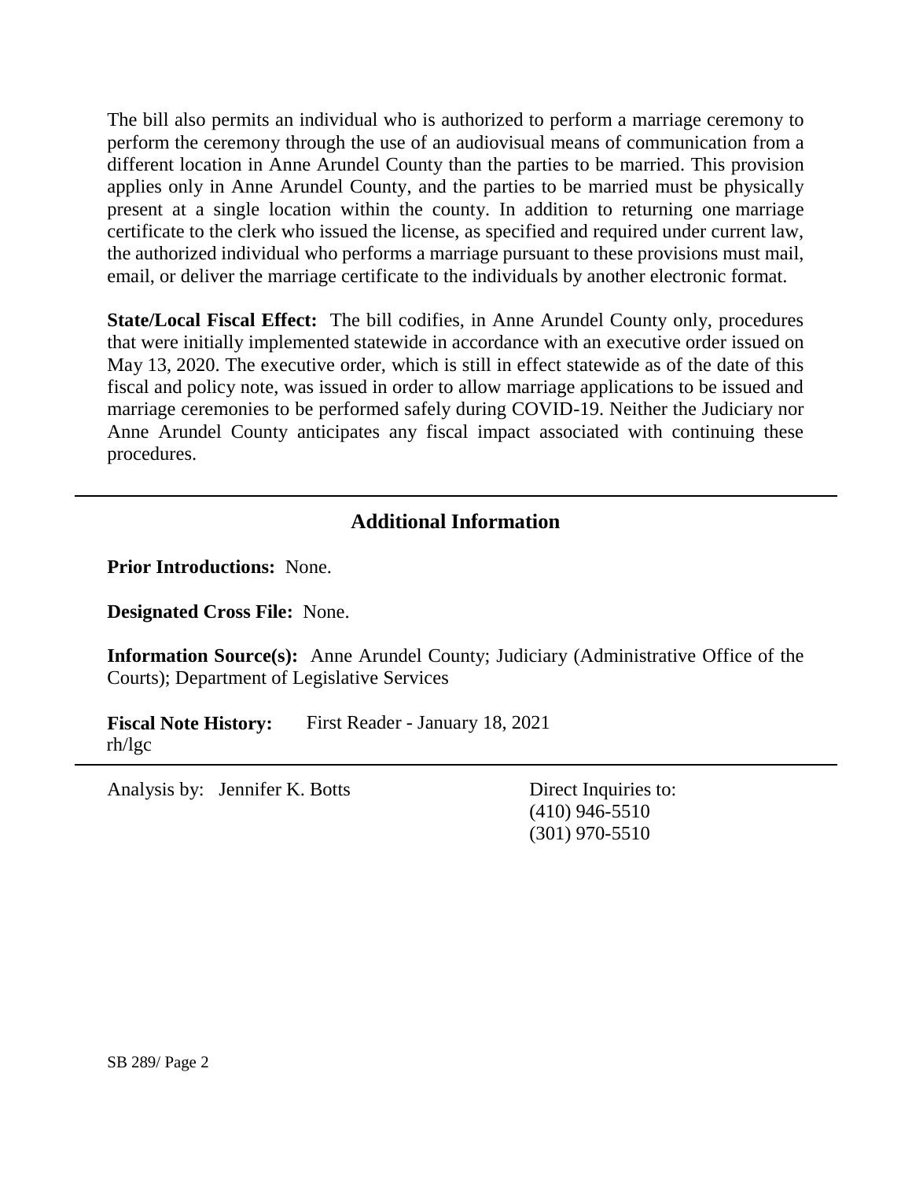The bill also permits an individual who is authorized to perform a marriage ceremony to perform the ceremony through the use of an audiovisual means of communication from a different location in Anne Arundel County than the parties to be married. This provision applies only in Anne Arundel County, and the parties to be married must be physically present at a single location within the county. In addition to returning one marriage certificate to the clerk who issued the license, as specified and required under current law, the authorized individual who performs a marriage pursuant to these provisions must mail, email, or deliver the marriage certificate to the individuals by another electronic format.

**State/Local Fiscal Effect:** The bill codifies, in Anne Arundel County only, procedures that were initially implemented statewide in accordance with an executive order issued on May 13, 2020. The executive order, which is still in effect statewide as of the date of this fiscal and policy note, was issued in order to allow marriage applications to be issued and marriage ceremonies to be performed safely during COVID-19. Neither the Judiciary nor Anne Arundel County anticipates any fiscal impact associated with continuing these procedures.

## Additional Information

**Prior Introductions:** None.

**Designated Cross File:** None.

**Information Source(s):** Anne Arundel County; Judiciary (Administrative Office of the Courts); Department of Legislative Services

**Fiscal Note History:** First Reader - January 18, 2021
rh/lgc

Analysis by: Jennifer K. Botts

Direct Inquiries to:
(410) 946-5510
(301) 970-5510